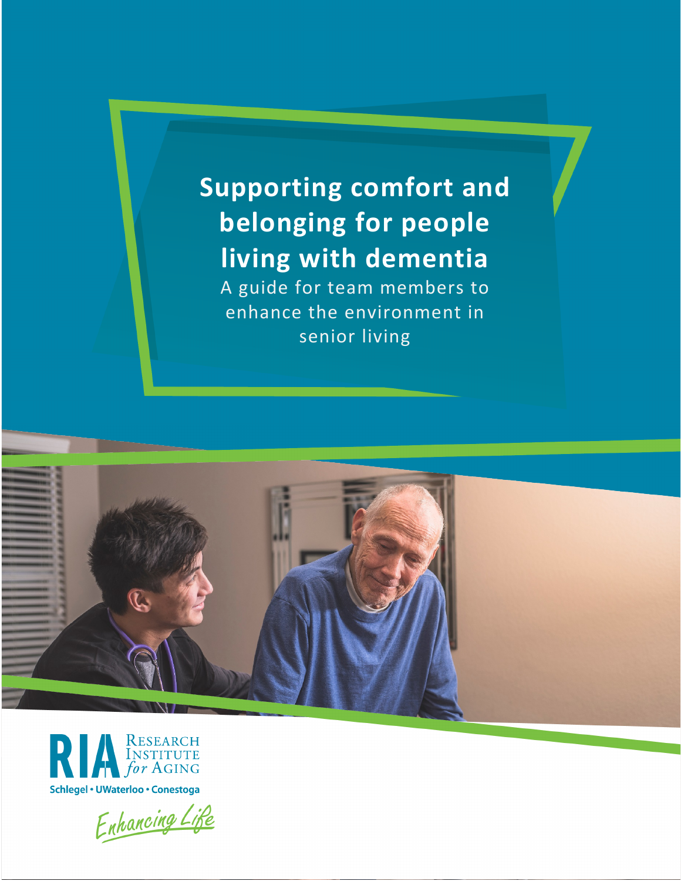# Supporting comfort and belonging for people living with dementia

A guide for team members to enhance the environment in senior living

RESEARCH INSTITUTE *for* AGING

Schlegel • UWaterloo • Conestoga

*Enhancing Life*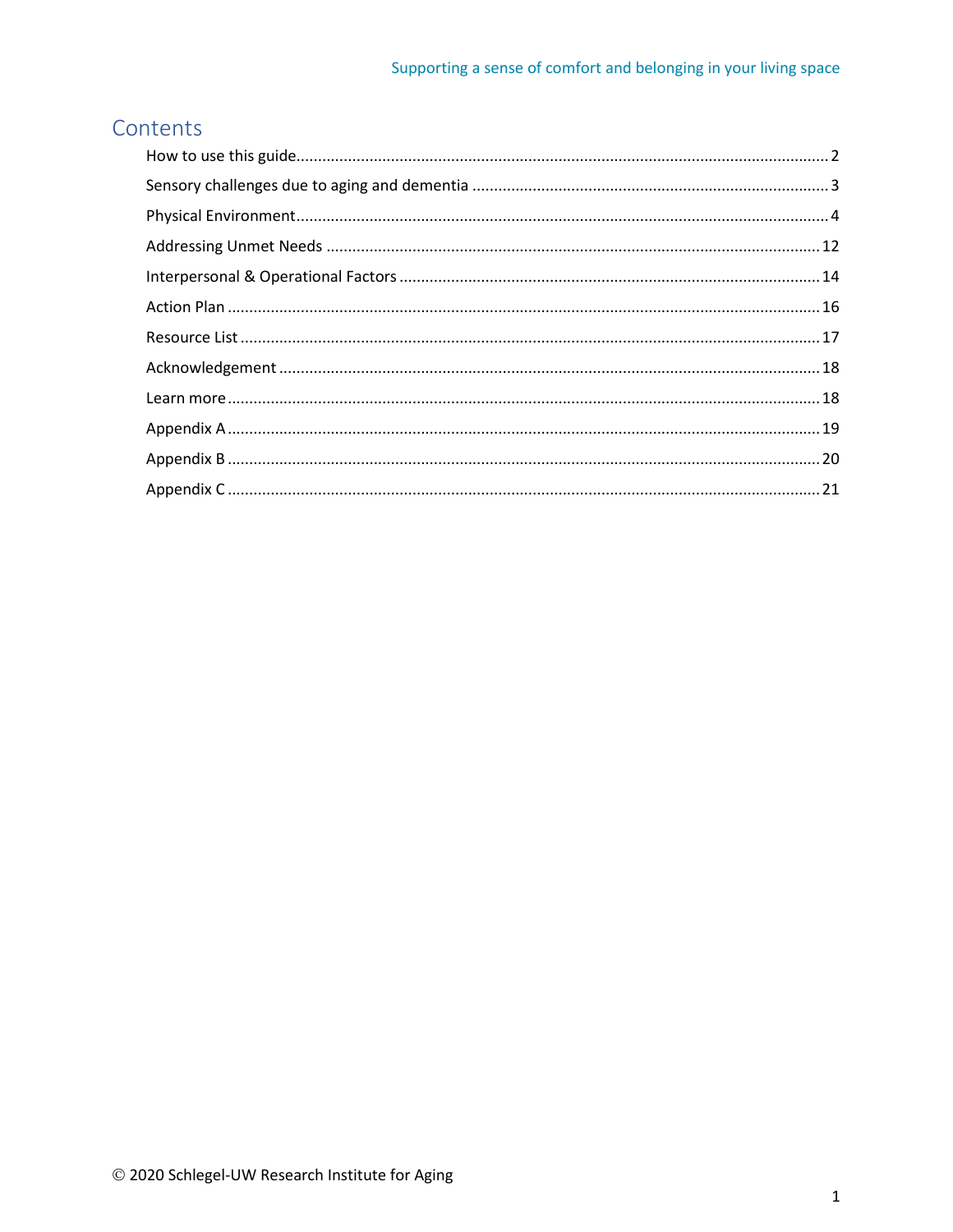# Contents

How to use this guide........................................................................................................... 2

Sensory challenges due to aging and dementia .................................................................. 3

Physical Environment............................................................................................................ 4

Addressing Unmet Needs ..................................................................................................... 12

Interpersonal & Operational Factors .................................................................................. 14

Action Plan .......................................................................................................................... 16

Resource List ....................................................................................................................... 17

Acknowledgement ............................................................................................................... 18

Learn more .......................................................................................................................... 18

Appendix A .......................................................................................................................... 19

Appendix B .......................................................................................................................... 20

Appendix C .......................................................................................................................... 21

© 2020 Schlegel-UW Research Institute for Aging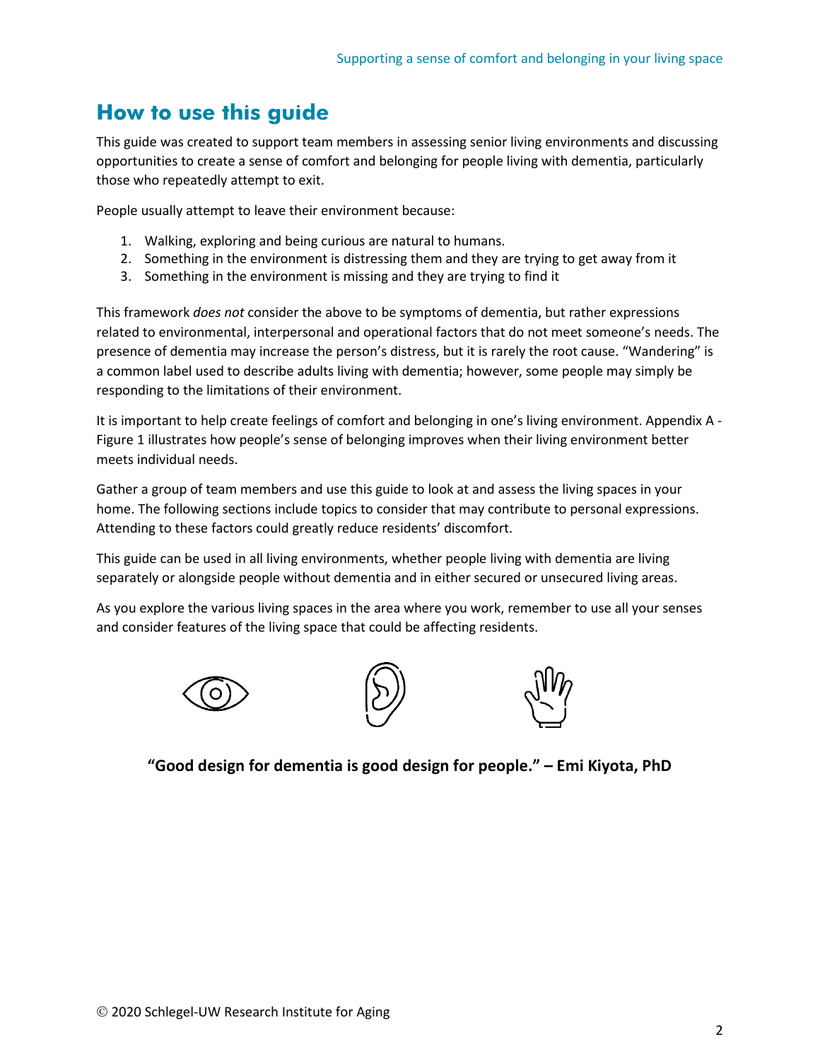## How to use this guide

This guide was created to support team members in assessing senior living environments and discussing opportunities to create a sense of comfort and belonging for people living with dementia, particularly those who repeatedly attempt to exit.

People usually attempt to leave their environment because:

1. Walking, exploring and being curious are natural to humans.
2. Something in the environment is distressing them and they are trying to get away from it
3. Something in the environment is missing and they are trying to find it

This framework *does not* consider the above to be symptoms of dementia, but rather expressions related to environmental, interpersonal and operational factors that do not meet someone's needs. The presence of dementia may increase the person's distress, but it is rarely the root cause. "Wandering" is a common label used to describe adults living with dementia; however, some people may simply be responding to the limitations of their environment.

It is important to help create feelings of comfort and belonging in one's living environment. Appendix A - Figure 1 illustrates how people's sense of belonging improves when their living environment better meets individual needs.

Gather a group of team members and use this guide to look at and assess the living spaces in your home. The following sections include topics to consider that may contribute to personal expressions. Attending to these factors could greatly reduce residents' discomfort.

This guide can be used in all living environments, whether people living with dementia are living separately or alongside people without dementia and in either secured or unsecured living areas.

As you explore the various living spaces in the area where you work, remember to use all your senses and consider features of the living space that could be affecting residents.

**"Good design for dementia is good design for people." – Emi Kiyota, PhD**

© 2020 Schlegel-UW Research Institute for Aging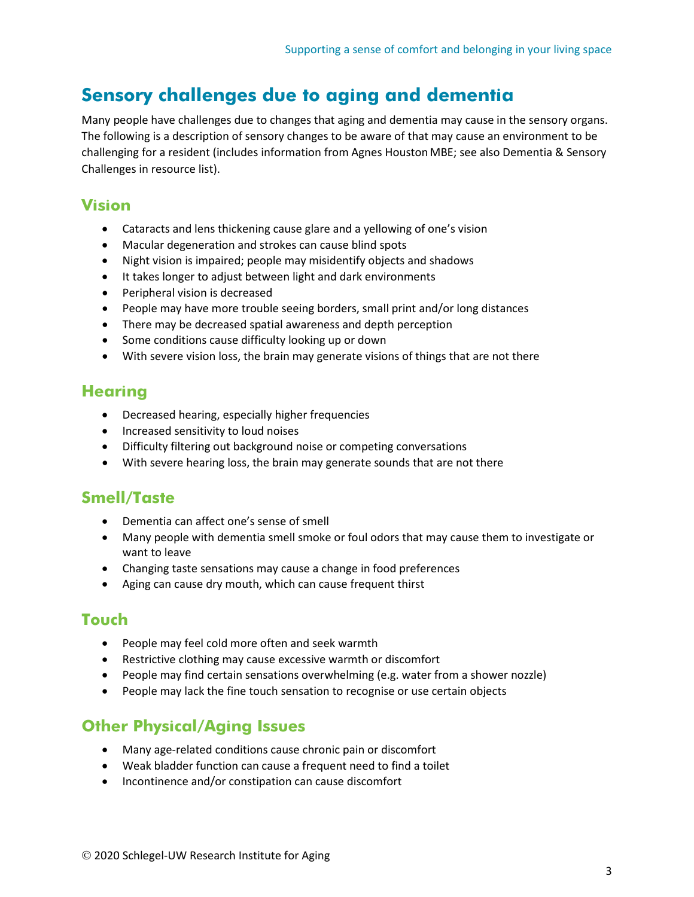# Sensory challenges due to aging and dementia

Many people have challenges due to changes that aging and dementia may cause in the sensory organs. The following is a description of sensory changes to be aware of that may cause an environment to be challenging for a resident (includes information from Agnes Houston MBE; see also Dementia & Sensory Challenges in resource list).

## Vision

- Cataracts and lens thickening cause glare and a yellowing of one's vision
- Macular degeneration and strokes can cause blind spots
- Night vision is impaired; people may misidentify objects and shadows
- It takes longer to adjust between light and dark environments
- Peripheral vision is decreased
- People may have more trouble seeing borders, small print and/or long distances
- There may be decreased spatial awareness and depth perception
- Some conditions cause difficulty looking up or down
- With severe vision loss, the brain may generate visions of things that are not there

## Hearing

- Decreased hearing, especially higher frequencies
- Increased sensitivity to loud noises
- Difficulty filtering out background noise or competing conversations
- With severe hearing loss, the brain may generate sounds that are not there

## Smell/Taste

- Dementia can affect one's sense of smell
- Many people with dementia smell smoke or foul odors that may cause them to investigate or want to leave
- Changing taste sensations may cause a change in food preferences
- Aging can cause dry mouth, which can cause frequent thirst

## Touch

- People may feel cold more often and seek warmth
- Restrictive clothing may cause excessive warmth or discomfort
- People may find certain sensations overwhelming (e.g. water from a shower nozzle)
- People may lack the fine touch sensation to recognise or use certain objects

## Other Physical/Aging Issues

- Many age-related conditions cause chronic pain or discomfort
- Weak bladder function can cause a frequent need to find a toilet
- Incontinence and/or constipation can cause discomfort

© 2020 Schlegel-UW Research Institute for Aging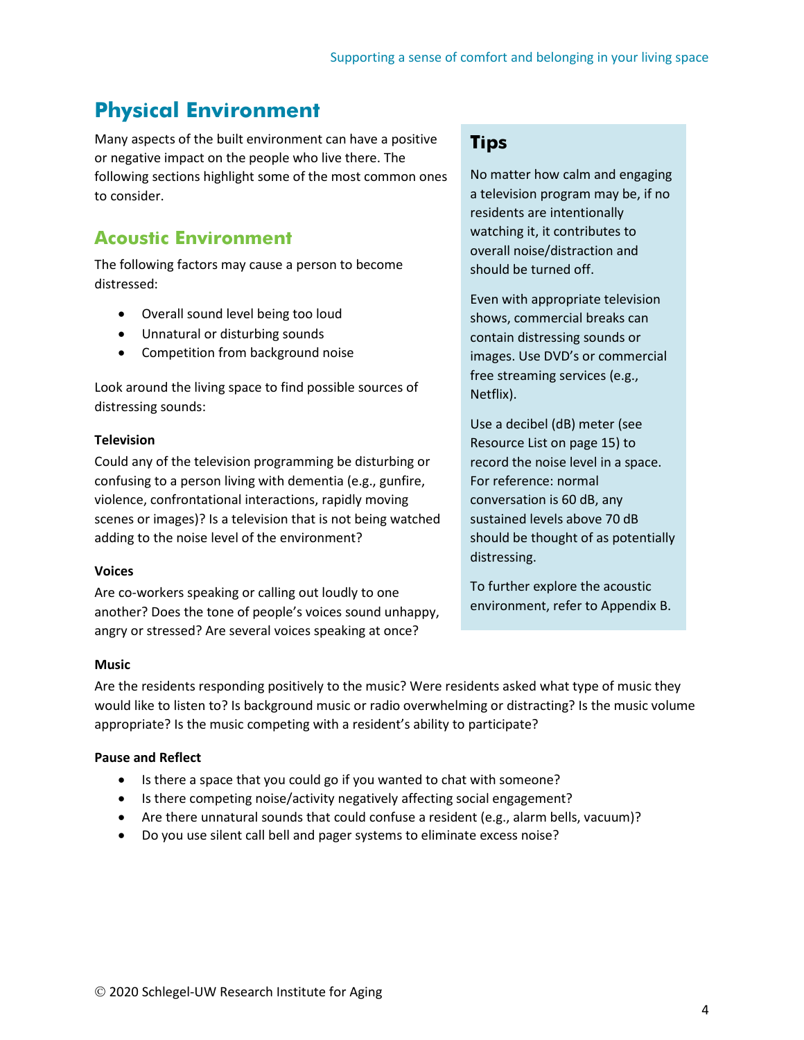# Physical Environment

Many aspects of the built environment can have a positive or negative impact on the people who live there. The following sections highlight some of the most common ones to consider.

## Acoustic Environment

The following factors may cause a person to become distressed:

- Overall sound level being too loud
- Unnatural or disturbing sounds
- Competition from background noise

Look around the living space to find possible sources of distressing sounds:

**Television**

Could any of the television programming be disturbing or confusing to a person living with dementia (e.g., gunfire, violence, confrontational interactions, rapidly moving scenes or images)? Is a television that is not being watched adding to the noise level of the environment?

**Voices**

Are co-workers speaking or calling out loudly to one another? Does the tone of people's voices sound unhappy, angry or stressed? Are several voices speaking at once?

### Tips

No matter how calm and engaging a television program may be, if no residents are intentionally watching it, it contributes to overall noise/distraction and should be turned off.

Even with appropriate television shows, commercial breaks can contain distressing sounds or images. Use DVD's or commercial free streaming services (e.g., Netflix).

Use a decibel (dB) meter (see Resource List on page 15) to record the noise level in a space. For reference: normal conversation is 60 dB, any sustained levels above 70 dB should be thought of as potentially distressing.

To further explore the acoustic environment, refer to Appendix B.

**Music**

Are the residents responding positively to the music? Were residents asked what type of music they would like to listen to? Is background music or radio overwhelming or distracting? Is the music volume appropriate? Is the music competing with a resident's ability to participate?

**Pause and Reflect**

- Is there a space that you could go if you wanted to chat with someone?
- Is there competing noise/activity negatively affecting social engagement?
- Are there unnatural sounds that could confuse a resident (e.g., alarm bells, vacuum)?
- Do you use silent call bell and pager systems to eliminate excess noise?

© 2020 Schlegel-UW Research Institute for Aging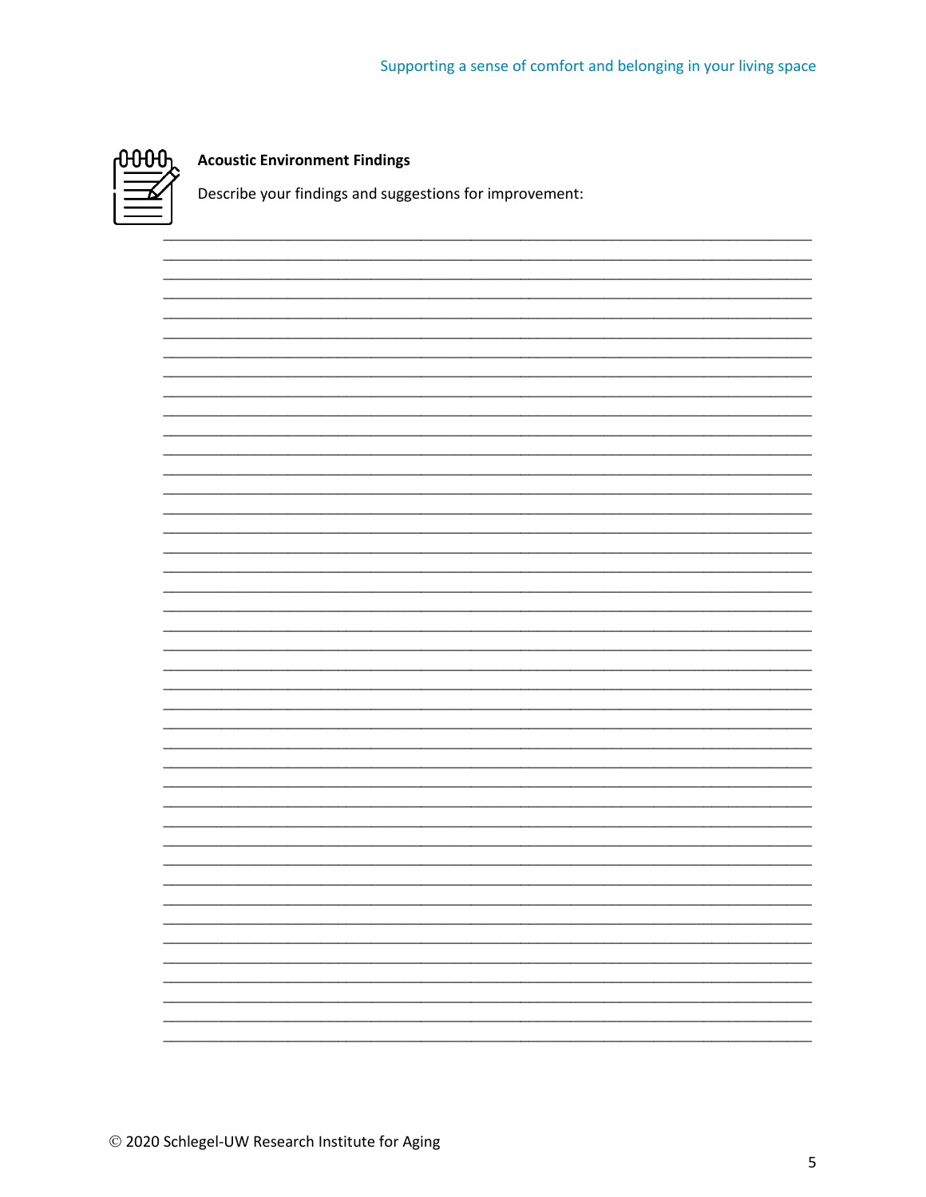**Acoustic Environment Findings**

Describe your findings and suggestions for improvement:

© 2020 Schlegel-UW Research Institute for Aging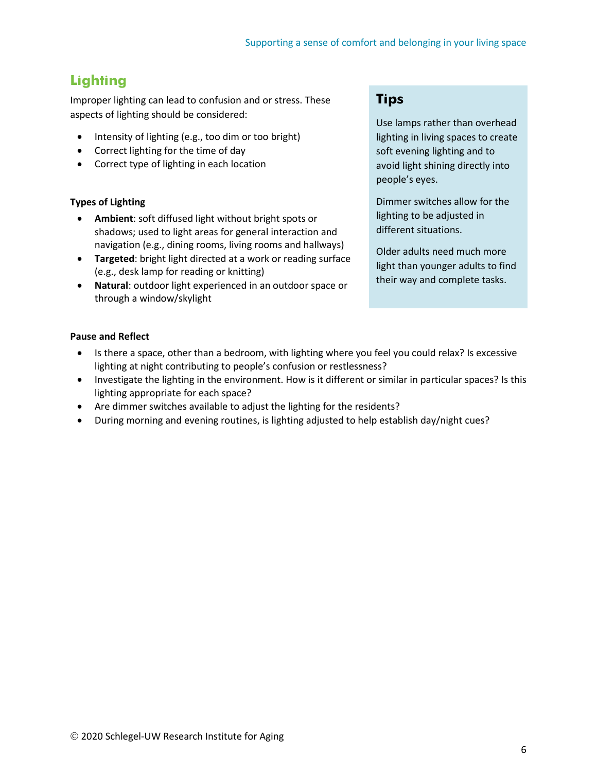## Lighting

Improper lighting can lead to confusion and or stress. These aspects of lighting should be considered:

- Intensity of lighting (e.g., too dim or too bright)
- Correct lighting for the time of day
- Correct type of lighting in each location

**Types of Lighting**

- **Ambient**: soft diffused light without bright spots or shadows; used to light areas for general interaction and navigation (e.g., dining rooms, living rooms and hallways)
- **Targeted**: bright light directed at a work or reading surface (e.g., desk lamp for reading or knitting)
- **Natural**: outdoor light experienced in an outdoor space or through a window/skylight

### Tips

Use lamps rather than overhead lighting in living spaces to create soft evening lighting and to avoid light shining directly into people's eyes.

Dimmer switches allow for the lighting to be adjusted in different situations.

Older adults need much more light than younger adults to find their way and complete tasks.

**Pause and Reflect**

- Is there a space, other than a bedroom, with lighting where you feel you could relax? Is excessive lighting at night contributing to people's confusion or restlessness?
- Investigate the lighting in the environment. How is it different or similar in particular spaces? Is this lighting appropriate for each space?
- Are dimmer switches available to adjust the lighting for the residents?
- During morning and evening routines, is lighting adjusted to help establish day/night cues?

© 2020 Schlegel-UW Research Institute for Aging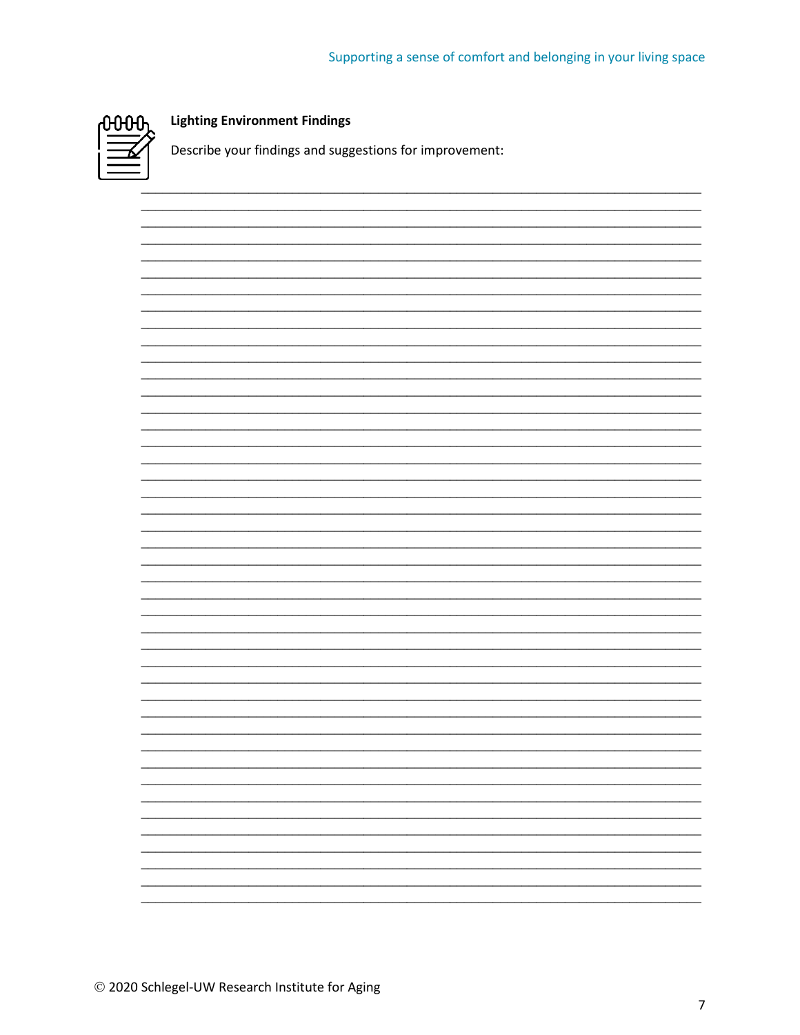**Lighting Environment Findings**

Describe your findings and suggestions for improvement:

© 2020 Schlegel-UW Research Institute for Aging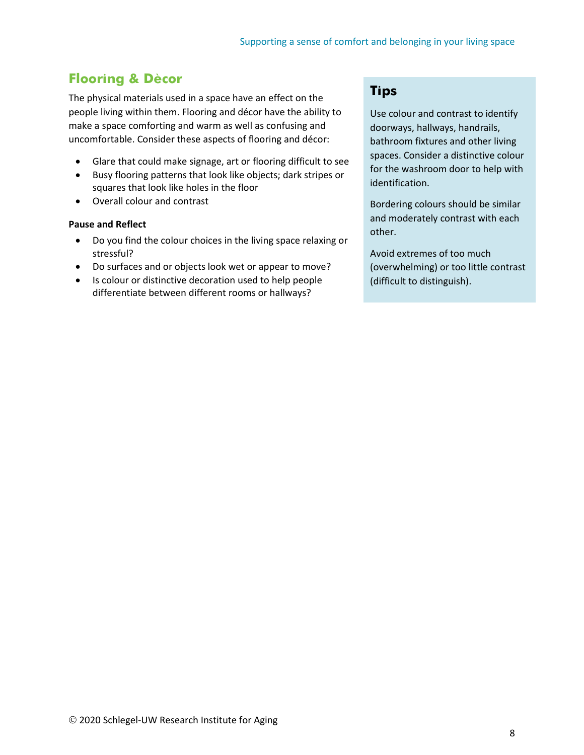## Flooring & Dècor

The physical materials used in a space have an effect on the people living within them. Flooring and décor have the ability to make a space comforting and warm as well as confusing and uncomfortable. Consider these aspects of flooring and décor:

- Glare that could make signage, art or flooring difficult to see
- Busy flooring patterns that look like objects; dark stripes or squares that look like holes in the floor
- Overall colour and contrast

**Pause and Reflect**

- Do you find the colour choices in the living space relaxing or stressful?
- Do surfaces and or objects look wet or appear to move?
- Is colour or distinctive decoration used to help people differentiate between different rooms or hallways?

### Tips

Use colour and contrast to identify doorways, hallways, handrails, bathroom fixtures and other living spaces. Consider a distinctive colour for the washroom door to help with identification.

Bordering colours should be similar and moderately contrast with each other.

Avoid extremes of too much (overwhelming) or too little contrast (difficult to distinguish).

© 2020 Schlegel-UW Research Institute for Aging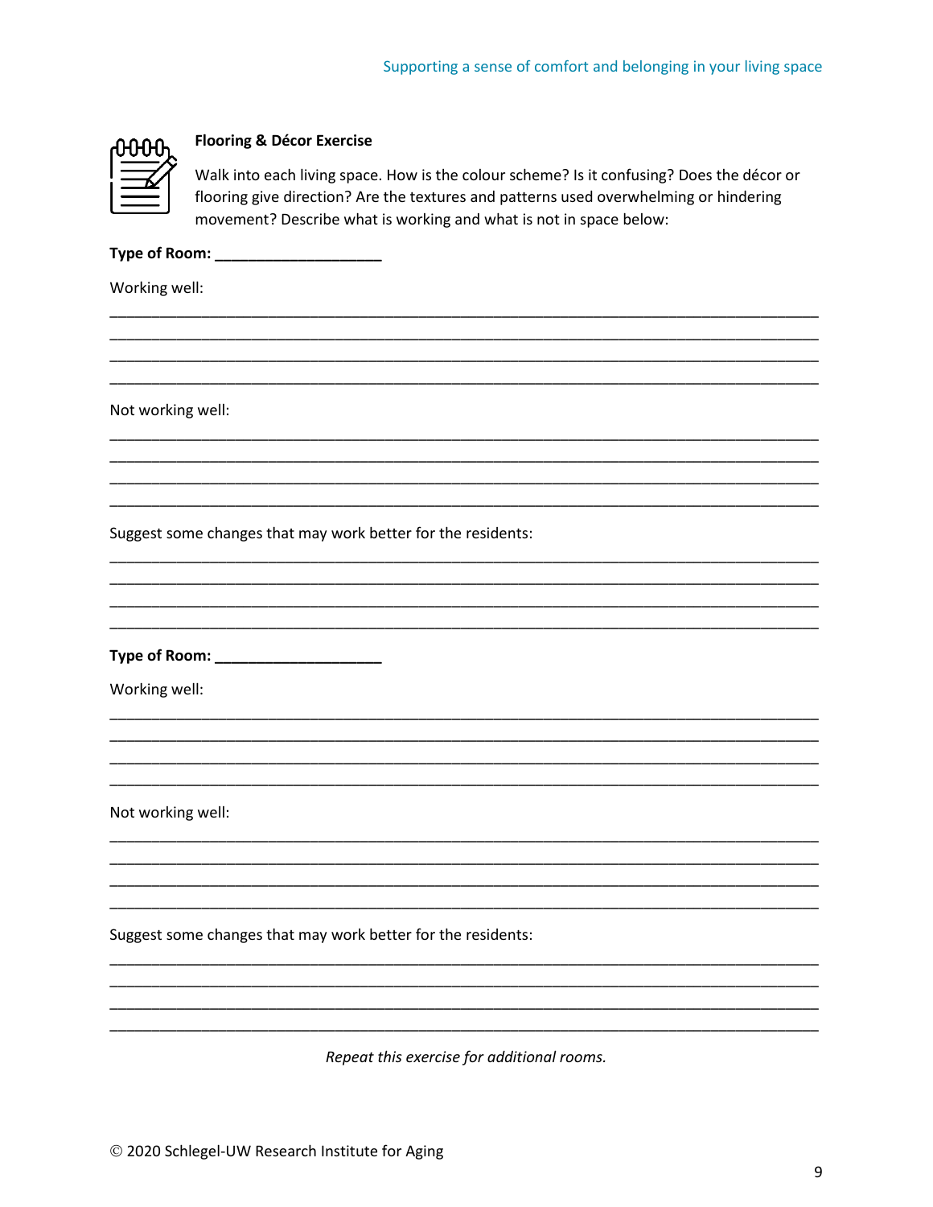### Flooring & Décor Exercise

Walk into each living space. How is the colour scheme? Is it confusing? Does the décor or flooring give direction? Are the textures and patterns used overwhelming or hindering movement? Describe what is working and what is not in space below:

**Type of Room: ____________________**

Working well:

______________________________________________________________________________
______________________________________________________________________________
______________________________________________________________________________
______________________________________________________________________________

Not working well:

______________________________________________________________________________
______________________________________________________________________________
______________________________________________________________________________
______________________________________________________________________________

Suggest some changes that may work better for the residents:

______________________________________________________________________________
______________________________________________________________________________
______________________________________________________________________________
______________________________________________________________________________

**Type of Room: ____________________**

Working well:

______________________________________________________________________________
______________________________________________________________________________
______________________________________________________________________________
______________________________________________________________________________

Not working well:

______________________________________________________________________________
______________________________________________________________________________
______________________________________________________________________________
______________________________________________________________________________

Suggest some changes that may work better for the residents:

______________________________________________________________________________
______________________________________________________________________________
______________________________________________________________________________
______________________________________________________________________________

*Repeat this exercise for additional rooms.*

© 2020 Schlegel-UW Research Institute for Aging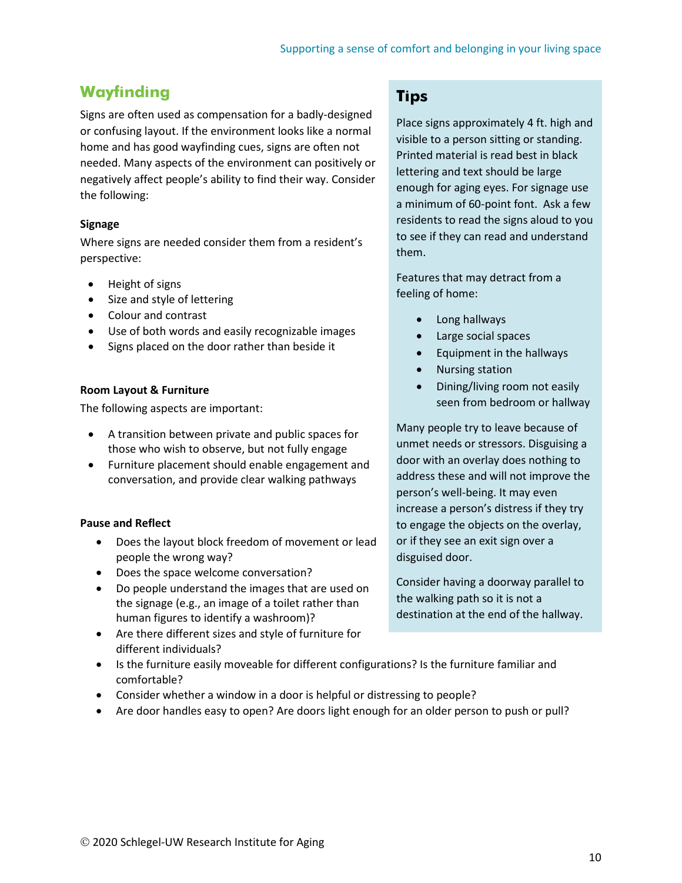## Wayfinding

Signs are often used as compensation for a badly-designed or confusing layout. If the environment looks like a normal home and has good wayfinding cues, signs are often not needed. Many aspects of the environment can positively or negatively affect people's ability to find their way. Consider the following:

**Signage**

Where signs are needed consider them from a resident's perspective:

- Height of signs
- Size and style of lettering
- Colour and contrast
- Use of both words and easily recognizable images
- Signs placed on the door rather than beside it

**Room Layout & Furniture**

The following aspects are important:

- A transition between private and public spaces for those who wish to observe, but not fully engage
- Furniture placement should enable engagement and conversation, and provide clear walking pathways

**Pause and Reflect**

- Does the layout block freedom of movement or lead people the wrong way?
- Does the space welcome conversation?
- Do people understand the images that are used on the signage (e.g., an image of a toilet rather than human figures to identify a washroom)?
- Are there different sizes and style of furniture for different individuals?
- Is the furniture easily moveable for different configurations? Is the furniture familiar and comfortable?
- Consider whether a window in a door is helpful or distressing to people?
- Are door handles easy to open? Are doors light enough for an older person to push or pull?

## Tips

Place signs approximately 4 ft. high and visible to a person sitting or standing. Printed material is read best in black lettering and text should be large enough for aging eyes. For signage use a minimum of 60-point font. Ask a few residents to read the signs aloud to you to see if they can read and understand them.

Features that may detract from a feeling of home:

- Long hallways
- Large social spaces
- Equipment in the hallways
- Nursing station
- Dining/living room not easily seen from bedroom or hallway

Many people try to leave because of unmet needs or stressors. Disguising a door with an overlay does nothing to address these and will not improve the person's well-being. It may even increase a person's distress if they try to engage the objects on the overlay, or if they see an exit sign over a disguised door.

Consider having a doorway parallel to the walking path so it is not a destination at the end of the hallway.

© 2020 Schlegel-UW Research Institute for Aging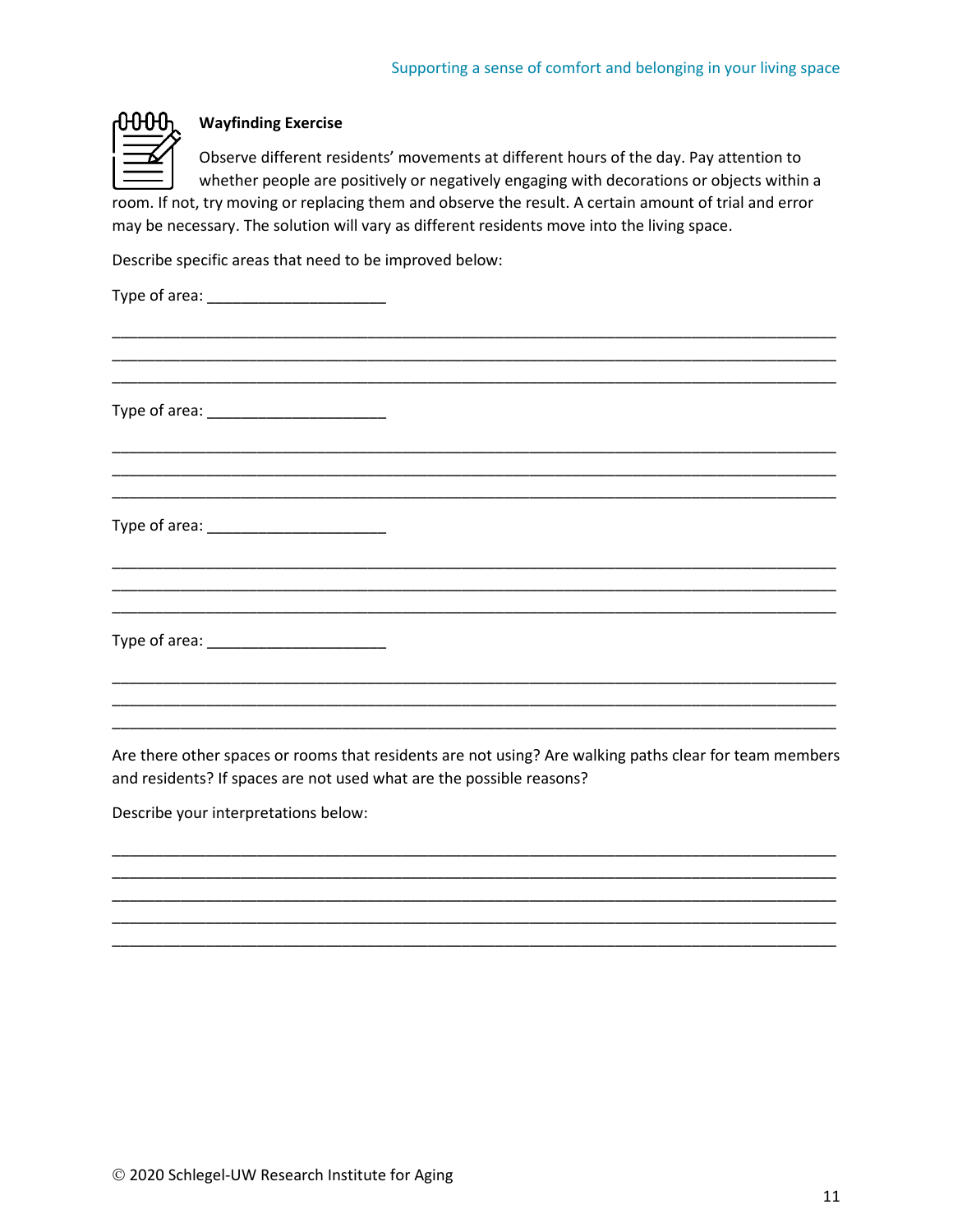**Wayfinding Exercise**

Observe different residents' movements at different hours of the day. Pay attention to whether people are positively or negatively engaging with decorations or objects within a room. If not, try moving or replacing them and observe the result. A certain amount of trial and error may be necessary. The solution will vary as different residents move into the living space.

Describe specific areas that need to be improved below:

Type of area: ____________________

__________________________________________________________________________________
__________________________________________________________________________________
__________________________________________________________________________________

Type of area: ____________________

__________________________________________________________________________________
__________________________________________________________________________________
__________________________________________________________________________________

Type of area: ____________________

__________________________________________________________________________________
__________________________________________________________________________________
__________________________________________________________________________________

Type of area: ____________________

__________________________________________________________________________________
__________________________________________________________________________________
__________________________________________________________________________________

Are there other spaces or rooms that residents are not using? Are walking paths clear for team members and residents? If spaces are not used what are the possible reasons?

Describe your interpretations below:

__________________________________________________________________________________
__________________________________________________________________________________
__________________________________________________________________________________
__________________________________________________________________________________
__________________________________________________________________________________

© 2020 Schlegel-UW Research Institute for Aging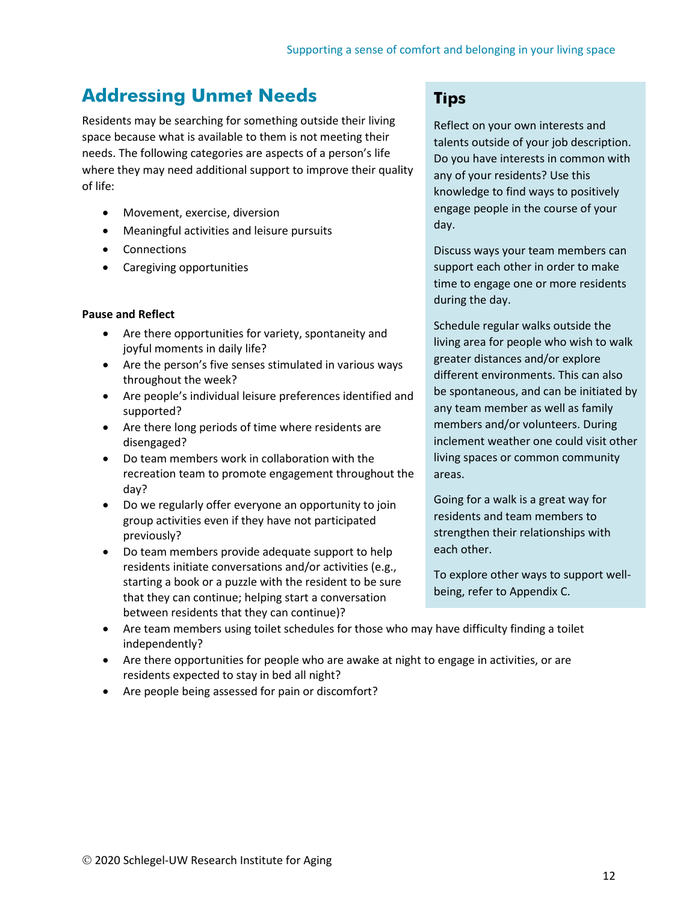## Addressing Unmet Needs

Residents may be searching for something outside their living space because what is available to them is not meeting their needs. The following categories are aspects of a person's life where they may need additional support to improve their quality of life:

- Movement, exercise, diversion
- Meaningful activities and leisure pursuits
- Connections
- Caregiving opportunities

**Pause and Reflect**

- Are there opportunities for variety, spontaneity and joyful moments in daily life?
- Are the person's five senses stimulated in various ways throughout the week?
- Are people's individual leisure preferences identified and supported?
- Are there long periods of time where residents are disengaged?
- Do team members work in collaboration with the recreation team to promote engagement throughout the day?
- Do we regularly offer everyone an opportunity to join group activities even if they have not participated previously?
- Do team members provide adequate support to help residents initiate conversations and/or activities (e.g., starting a book or a puzzle with the resident to be sure that they can continue; helping start a conversation between residents that they can continue)?
- Are team members using toilet schedules for those who may have difficulty finding a toilet independently?
- Are there opportunities for people who are awake at night to engage in activities, or are residents expected to stay in bed all night?
- Are people being assessed for pain or discomfort?

### Tips

Reflect on your own interests and talents outside of your job description. Do you have interests in common with any of your residents? Use this knowledge to find ways to positively engage people in the course of your day.

Discuss ways your team members can support each other in order to make time to engage one or more residents during the day.

Schedule regular walks outside the living area for people who wish to walk greater distances and/or explore different environments. This can also be spontaneous, and can be initiated by any team member as well as family members and/or volunteers. During inclement weather one could visit other living spaces or common community areas.

Going for a walk is a great way for residents and team members to strengthen their relationships with each other.

To explore other ways to support well-being, refer to Appendix C.

© 2020 Schlegel-UW Research Institute for Aging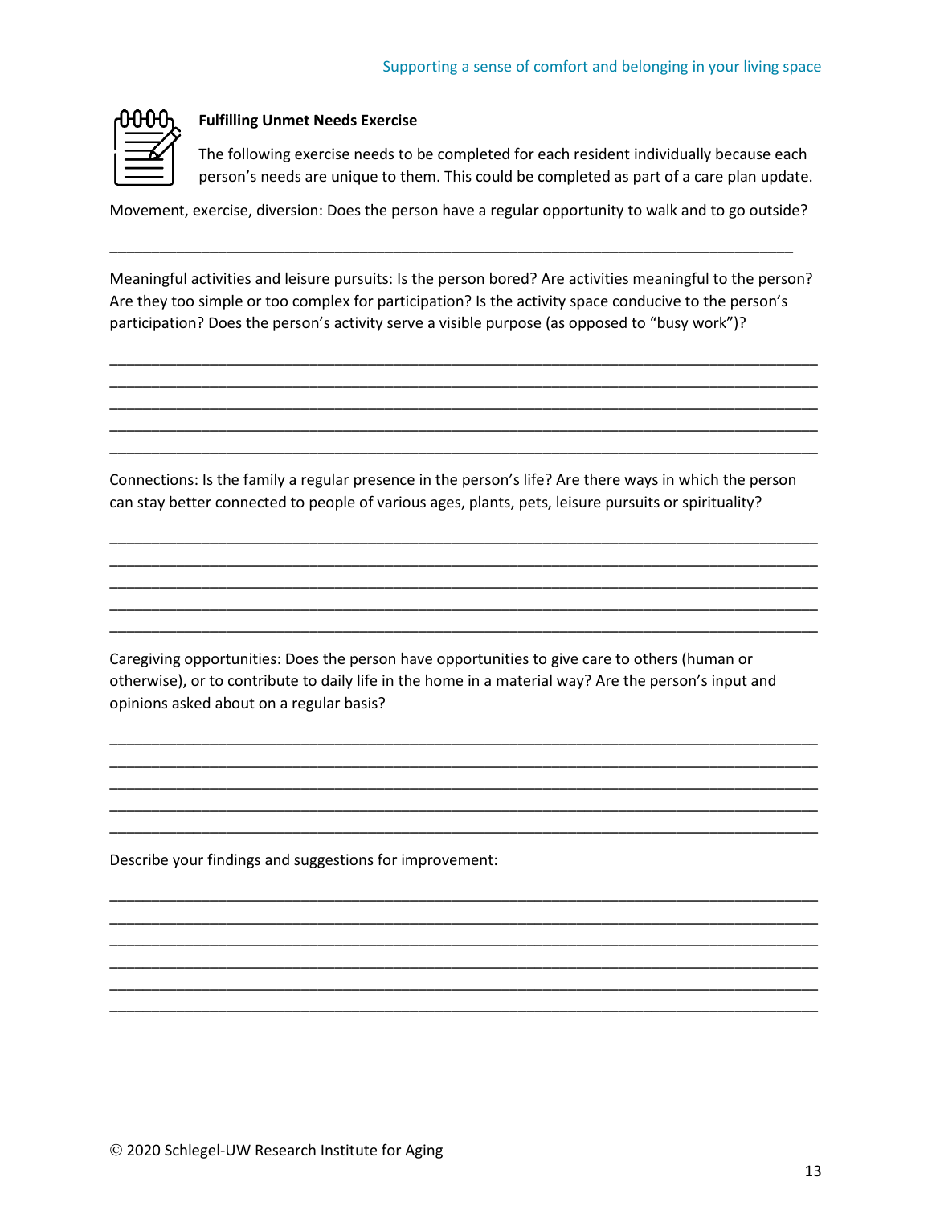**Fulfilling Unmet Needs Exercise**

The following exercise needs to be completed for each resident individually because each person's needs are unique to them. This could be completed as part of a care plan update.

Movement, exercise, diversion: Does the person have a regular opportunity to walk and to go outside?

_______________________________________________________________________________

Meaningful activities and leisure pursuits: Is the person bored? Are activities meaningful to the person? Are they too simple or too complex for participation? Is the activity space conducive to the person's participation? Does the person's activity serve a visible purpose (as opposed to "busy work")?

_______________________________________________________________________________
_______________________________________________________________________________
_______________________________________________________________________________
_______________________________________________________________________________
_______________________________________________________________________________

Connections: Is the family a regular presence in the person's life? Are there ways in which the person can stay better connected to people of various ages, plants, pets, leisure pursuits or spirituality?

_______________________________________________________________________________
_______________________________________________________________________________
_______________________________________________________________________________
_______________________________________________________________________________
_______________________________________________________________________________

Caregiving opportunities: Does the person have opportunities to give care to others (human or otherwise), or to contribute to daily life in the home in a material way? Are the person's input and opinions asked about on a regular basis?

_______________________________________________________________________________
_______________________________________________________________________________
_______________________________________________________________________________
_______________________________________________________________________________
_______________________________________________________________________________

Describe your findings and suggestions for improvement:

_______________________________________________________________________________
_______________________________________________________________________________
_______________________________________________________________________________
_______________________________________________________________________________
_______________________________________________________________________________
_______________________________________________________________________________

© 2020 Schlegel-UW Research Institute for Aging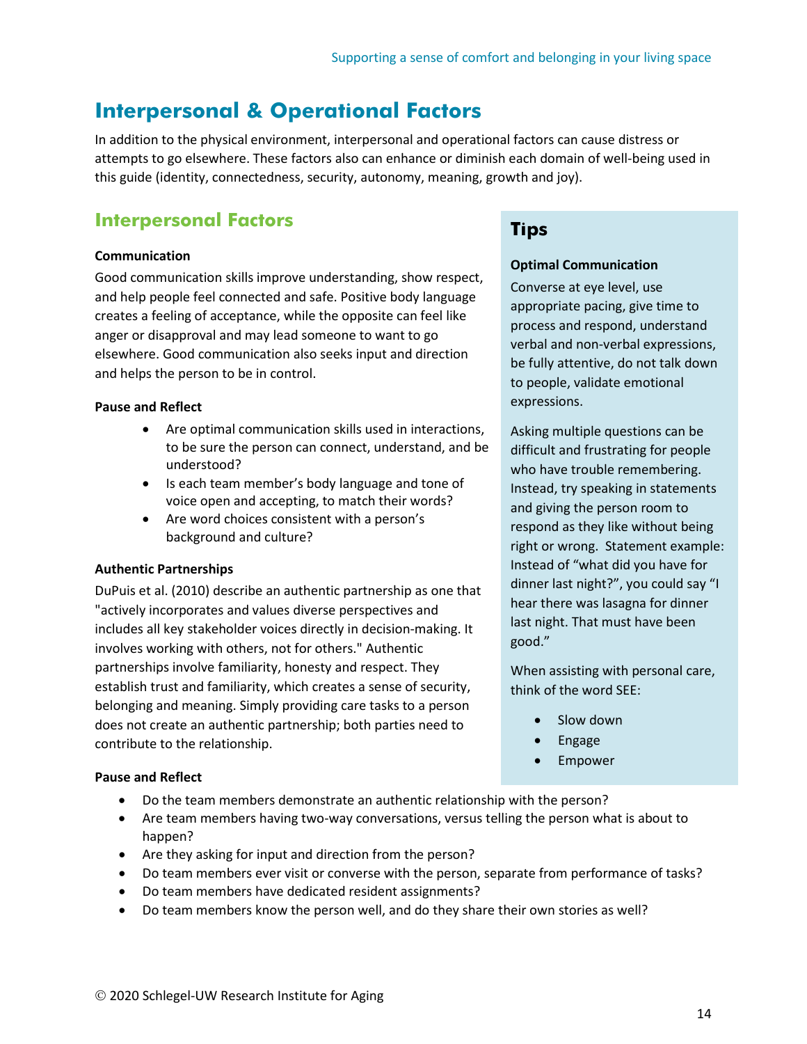# Interpersonal & Operational Factors

In addition to the physical environment, interpersonal and operational factors can cause distress or attempts to go elsewhere. These factors also can enhance or diminish each domain of well-being used in this guide (identity, connectedness, security, autonomy, meaning, growth and joy).

## Interpersonal Factors

**Communication**

Good communication skills improve understanding, show respect, and help people feel connected and safe. Positive body language creates a feeling of acceptance, while the opposite can feel like anger or disapproval and may lead someone to want to go elsewhere. Good communication also seeks input and direction and helps the person to be in control.

**Pause and Reflect**

- Are optimal communication skills used in interactions, to be sure the person can connect, understand, and be understood?
- Is each team member's body language and tone of voice open and accepting, to match their words?
- Are word choices consistent with a person's background and culture?

**Authentic Partnerships**

DuPuis et al. (2010) describe an authentic partnership as one that "actively incorporates and values diverse perspectives and includes all key stakeholder voices directly in decision-making. It involves working with others, not for others." Authentic partnerships involve familiarity, honesty and respect. They establish trust and familiarity, which creates a sense of security, belonging and meaning. Simply providing care tasks to a person does not create an authentic partnership; both parties need to contribute to the relationship.

**Pause and Reflect**

- Do the team members demonstrate an authentic relationship with the person?
- Are team members having two-way conversations, versus telling the person what is about to happen?
- Are they asking for input and direction from the person?
- Do team members ever visit or converse with the person, separate from performance of tasks?
- Do team members have dedicated resident assignments?
- Do team members know the person well, and do they share their own stories as well?

### Tips

**Optimal Communication**

Converse at eye level, use appropriate pacing, give time to process and respond, understand verbal and non-verbal expressions, be fully attentive, do not talk down to people, validate emotional expressions.

Asking multiple questions can be difficult and frustrating for people who have trouble remembering. Instead, try speaking in statements and giving the person room to respond as they like without being right or wrong. Statement example: Instead of "what did you have for dinner last night?", you could say "I hear there was lasagna for dinner last night. That must have been good."

When assisting with personal care, think of the word SEE:

- Slow down
- Engage
- Empower

© 2020 Schlegel-UW Research Institute for Aging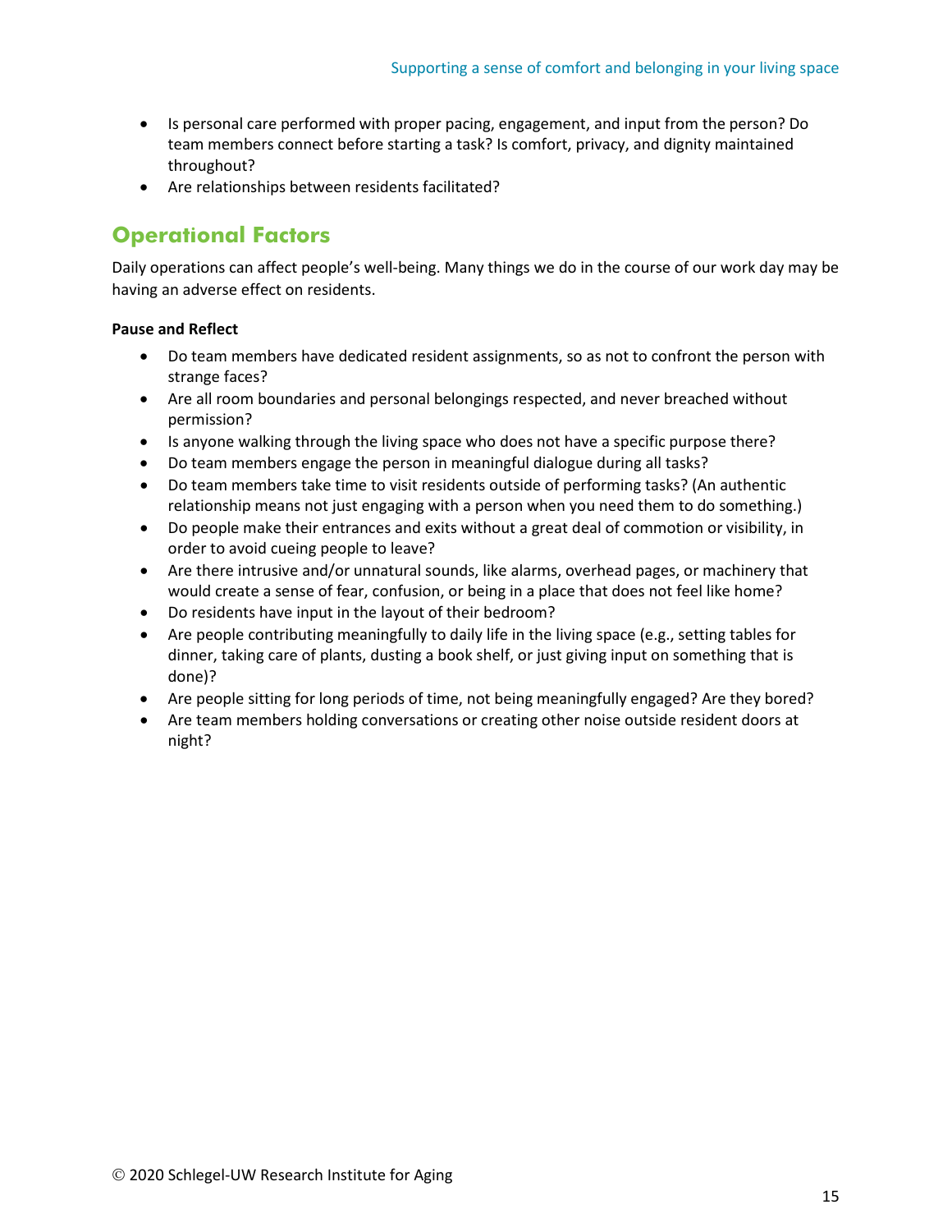- Is personal care performed with proper pacing, engagement, and input from the person? Do team members connect before starting a task? Is comfort, privacy, and dignity maintained throughout?
- Are relationships between residents facilitated?

## Operational Factors

Daily operations can affect people's well-being. Many things we do in the course of our work day may be having an adverse effect on residents.

**Pause and Reflect**

- Do team members have dedicated resident assignments, so as not to confront the person with strange faces?
- Are all room boundaries and personal belongings respected, and never breached without permission?
- Is anyone walking through the living space who does not have a specific purpose there?
- Do team members engage the person in meaningful dialogue during all tasks?
- Do team members take time to visit residents outside of performing tasks? (An authentic relationship means not just engaging with a person when you need them to do something.)
- Do people make their entrances and exits without a great deal of commotion or visibility, in order to avoid cueing people to leave?
- Are there intrusive and/or unnatural sounds, like alarms, overhead pages, or machinery that would create a sense of fear, confusion, or being in a place that does not feel like home?
- Do residents have input in the layout of their bedroom?
- Are people contributing meaningfully to daily life in the living space (e.g., setting tables for dinner, taking care of plants, dusting a book shelf, or just giving input on something that is done)?
- Are people sitting for long periods of time, not being meaningfully engaged? Are they bored?
- Are team members holding conversations or creating other noise outside resident doors at night?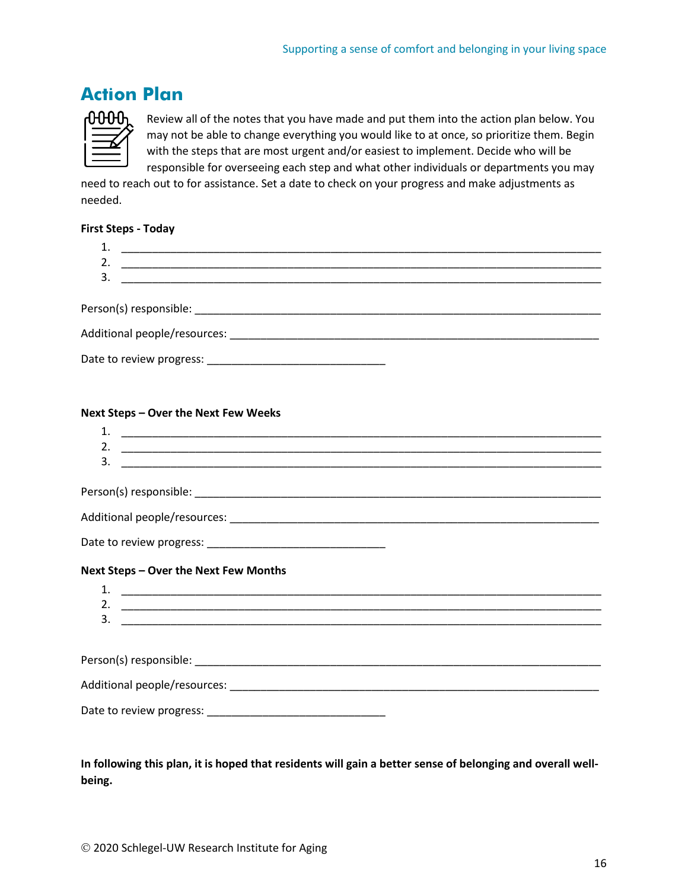## Action Plan

Review all of the notes that you have made and put them into the action plan below. You may not be able to change everything you would like to at once, so prioritize them. Begin with the steps that are most urgent and/or easiest to implement. Decide who will be responsible for overseeing each step and what other individuals or departments you may need to reach out to for assistance. Set a date to check on your progress and make adjustments as needed.

**First Steps - Today**

1. ______________________________________________________________________
2. ______________________________________________________________________
3. ______________________________________________________________________

Person(s) responsible: ______________________________________________________

Additional people/resources: _________________________________________________

Date to review progress: ___________________________

**Next Steps – Over the Next Few Weeks**

1. ______________________________________________________________________
2. ______________________________________________________________________
3. ______________________________________________________________________

Person(s) responsible: ______________________________________________________

Additional people/resources: _________________________________________________

Date to review progress: ___________________________

**Next Steps – Over the Next Few Months**

1. ______________________________________________________________________
2. ______________________________________________________________________
3. ______________________________________________________________________

Person(s) responsible: ______________________________________________________

Additional people/resources: _________________________________________________

Date to review progress: ___________________________

**In following this plan, it is hoped that residents will gain a better sense of belonging and overall well-being.**

© 2020 Schlegel-UW Research Institute for Aging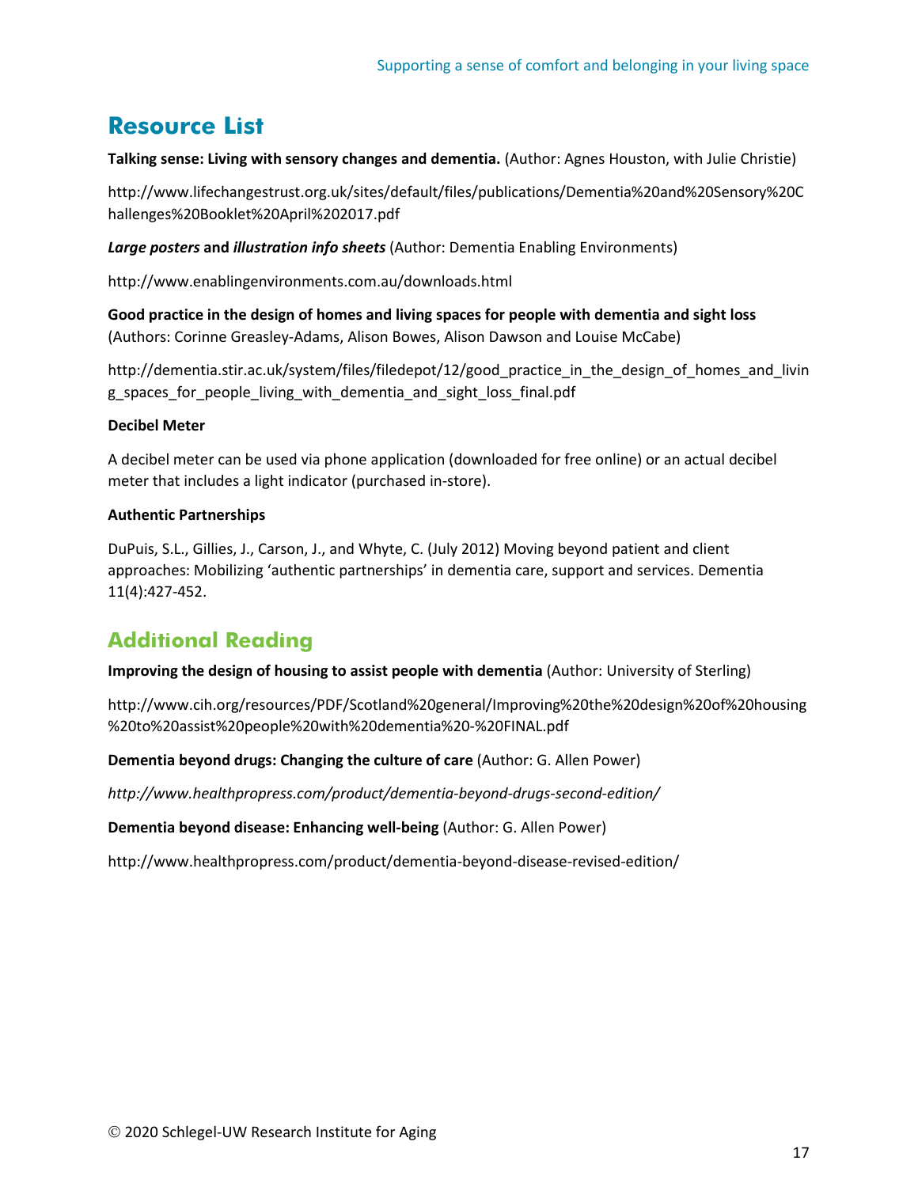## Resource List

**Talking sense: Living with sensory changes and dementia.** (Author: Agnes Houston, with Julie Christie)

http://www.lifechangestrust.org.uk/sites/default/files/publications/Dementia%20and%20Sensory%20Challenges%20Booklet%20April%202017.pdf

***Large posters*** **and** ***illustration info sheets*** (Author: Dementia Enabling Environments)

http://www.enablingenvironments.com.au/downloads.html

**Good practice in the design of homes and living spaces for people with dementia and sight loss** (Authors: Corinne Greasley-Adams, Alison Bowes, Alison Dawson and Louise McCabe)

http://dementia.stir.ac.uk/system/files/filedepot/12/good_practice_in_the_design_of_homes_and_living_spaces_for_people_living_with_dementia_and_sight_loss_final.pdf

**Decibel Meter**

A decibel meter can be used via phone application (downloaded for free online) or an actual decibel meter that includes a light indicator (purchased in-store).

**Authentic Partnerships**

DuPuis, S.L., Gillies, J., Carson, J., and Whyte, C. (July 2012) Moving beyond patient and client approaches: Mobilizing 'authentic partnerships' in dementia care, support and services. Dementia 11(4):427-452.

## Additional Reading

**Improving the design of housing to assist people with dementia** (Author: University of Sterling)

http://www.cih.org/resources/PDF/Scotland%20general/Improving%20the%20design%20of%20housing%20to%20assist%20people%20with%20dementia%20-%20FINAL.pdf

**Dementia beyond drugs: Changing the culture of care** (Author: G. Allen Power)

*http://www.healthpropress.com/product/dementia-beyond-drugs-second-edition/*

**Dementia beyond disease: Enhancing well-being** (Author: G. Allen Power)

http://www.healthpropress.com/product/dementia-beyond-disease-revised-edition/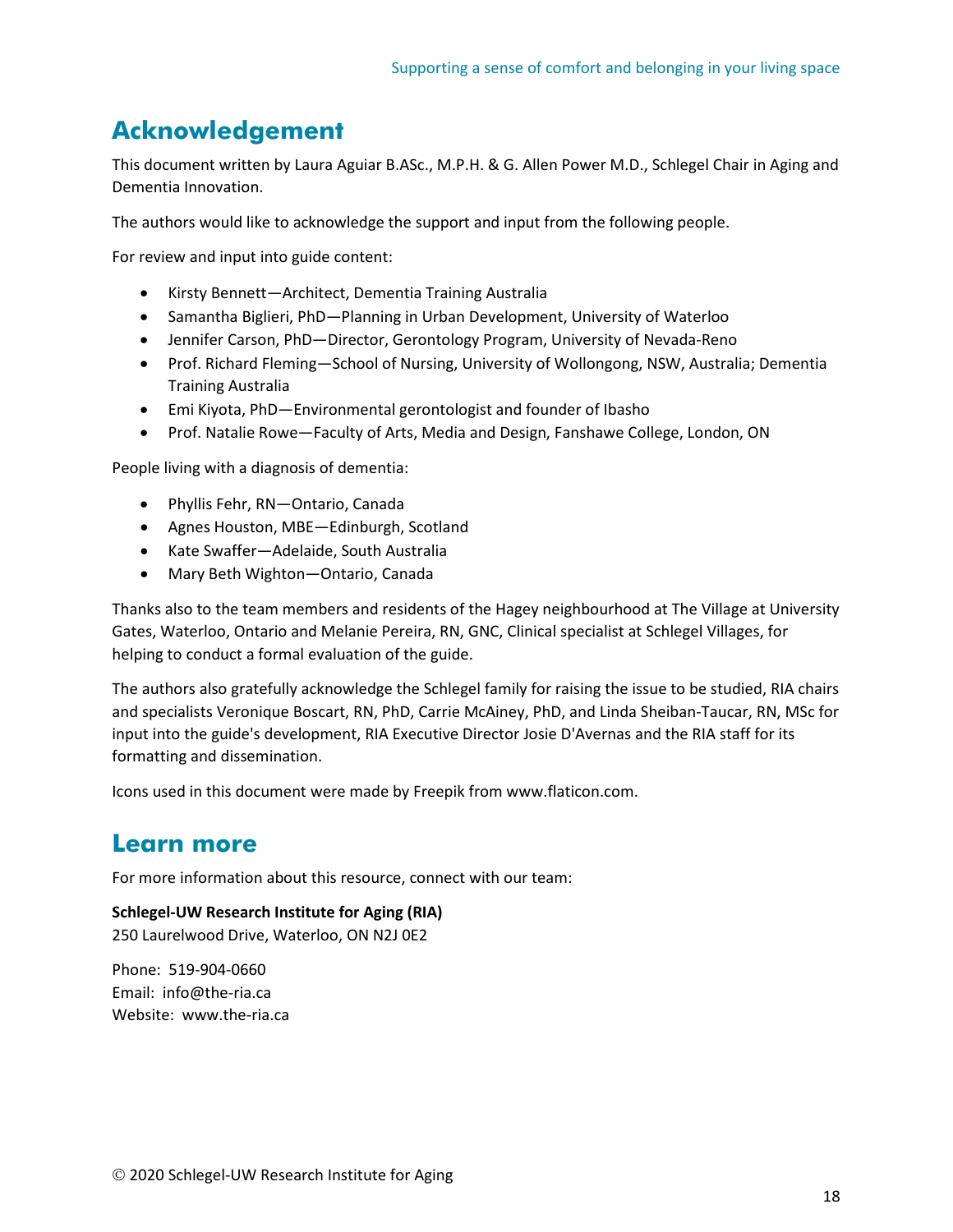## Acknowledgement

This document written by Laura Aguiar B.ASc., M.P.H. & G. Allen Power M.D., Schlegel Chair in Aging and Dementia Innovation.

The authors would like to acknowledge the support and input from the following people.

For review and input into guide content:

- Kirsty Bennett—Architect, Dementia Training Australia
- Samantha Biglieri, PhD—Planning in Urban Development, University of Waterloo
- Jennifer Carson, PhD—Director, Gerontology Program, University of Nevada-Reno
- Prof. Richard Fleming—School of Nursing, University of Wollongong, NSW, Australia; Dementia Training Australia
- Emi Kiyota, PhD—Environmental gerontologist and founder of Ibasho
- Prof. Natalie Rowe—Faculty of Arts, Media and Design, Fanshawe College, London, ON

People living with a diagnosis of dementia:

- Phyllis Fehr, RN—Ontario, Canada
- Agnes Houston, MBE—Edinburgh, Scotland
- Kate Swaffer—Adelaide, South Australia
- Mary Beth Wighton—Ontario, Canada

Thanks also to the team members and residents of the Hagey neighbourhood at The Village at University Gates, Waterloo, Ontario and Melanie Pereira, RN, GNC, Clinical specialist at Schlegel Villages, for helping to conduct a formal evaluation of the guide.

The authors also gratefully acknowledge the Schlegel family for raising the issue to be studied, RIA chairs and specialists Veronique Boscart, RN, PhD, Carrie McAiney, PhD, and Linda Sheiban-Taucar, RN, MSc for input into the guide's development, RIA Executive Director Josie D'Avernas and the RIA staff for its formatting and dissemination.

Icons used in this document were made by Freepik from www.flaticon.com.

## Learn more

For more information about this resource, connect with our team:

**Schlegel-UW Research Institute for Aging (RIA)**
250 Laurelwood Drive, Waterloo, ON N2J 0E2

Phone: 519-904-0660
Email: info@the-ria.ca
Website: www.the-ria.ca

© 2020 Schlegel-UW Research Institute for Aging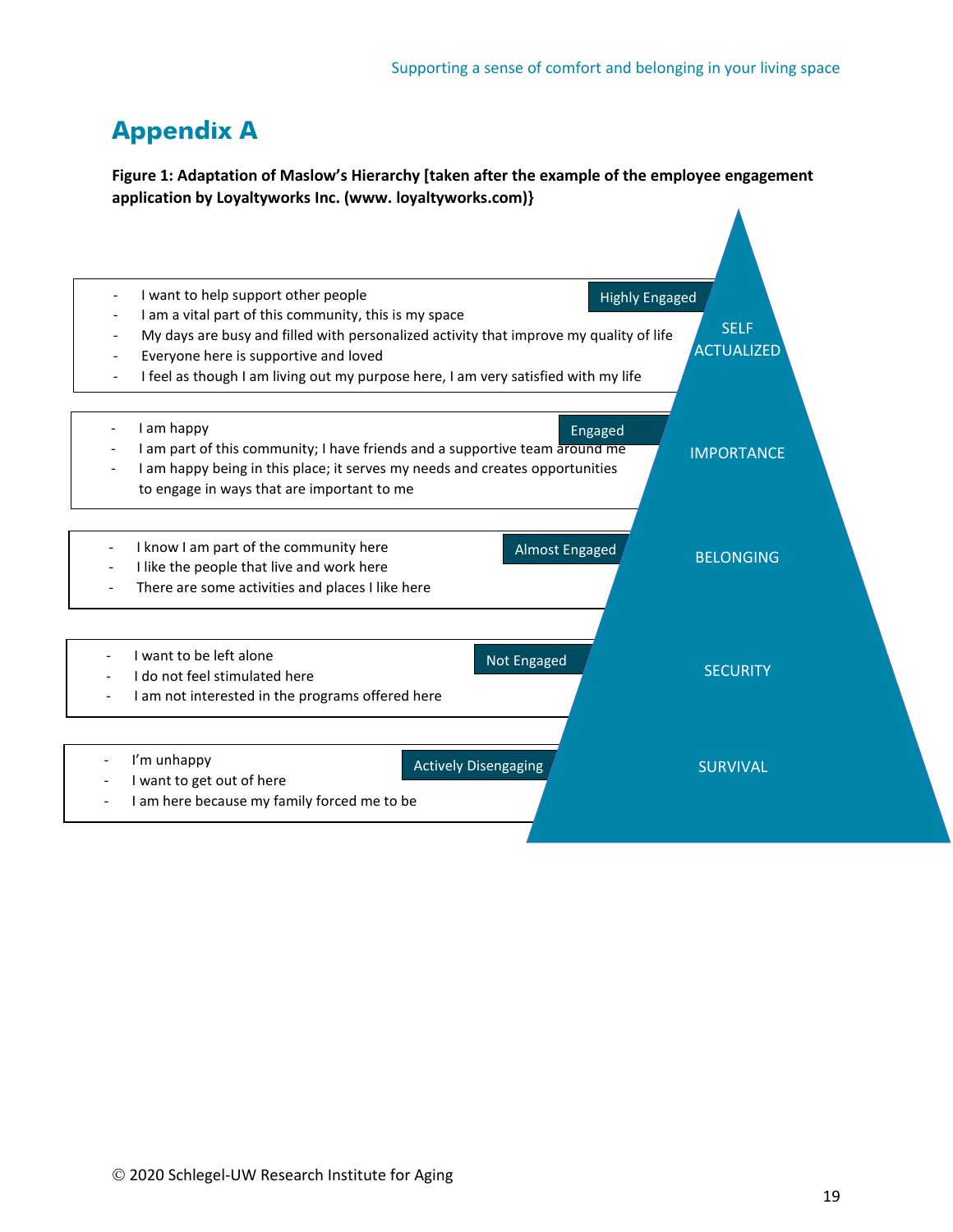# Appendix A

**Figure 1: Adaptation of Maslow's Hierarchy [taken after the example of the employee engagement application by Loyaltyworks Inc. (www. loyaltyworks.com)}**

| Level | Engagement | Statements |
|---|---|---|
| SELF ACTUALIZED | Highly Engaged | - I want to help support other people<br>- I am a vital part of this community, this is my space<br>- My days are busy and filled with personalized activity that improve my quality of life<br>- Everyone here is supportive and loved<br>- I feel as though I am living out my purpose here, I am very satisfied with my life |
| IMPORTANCE | Engaged | - I am happy<br>- I am part of this community; I have friends and a supportive team around me<br>- I am happy being in this place; it serves my needs and creates opportunities to engage in ways that are important to me |
| BELONGING | Almost Engaged | - I know I am part of the community here<br>- I like the people that live and work here<br>- There are some activities and places I like here |
| SECURITY | Not Engaged | - I want to be left alone<br>- I do not feel stimulated here<br>- I am not interested in the programs offered here |
| SURVIVAL | Actively Disengaging | - I'm unhappy<br>- I want to get out of here<br>- I am here because my family forced me to be |

© 2020 Schlegel-UW Research Institute for Aging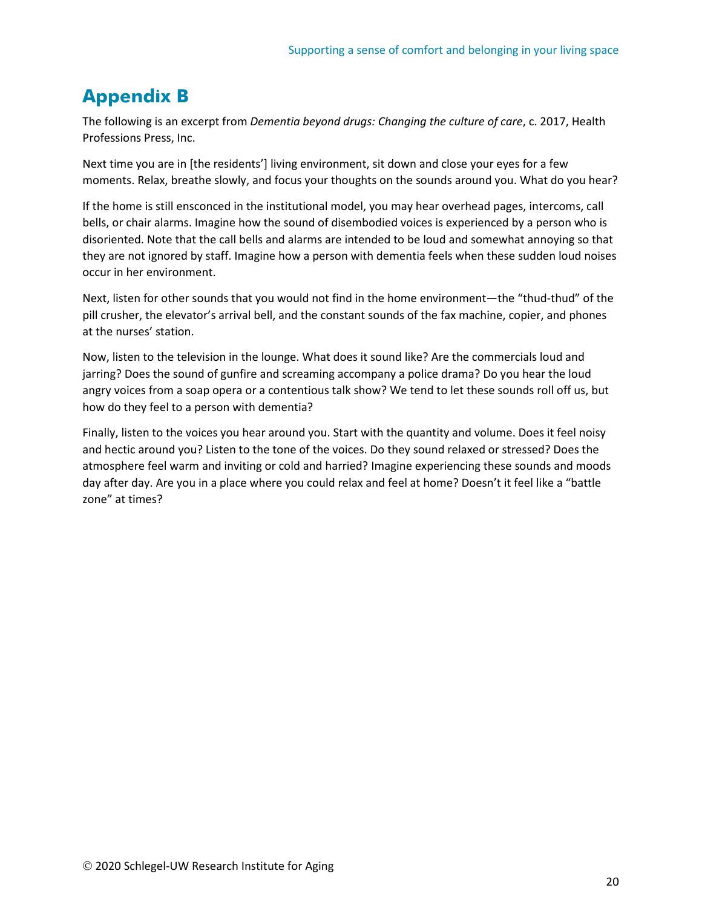# Appendix B

The following is an excerpt from *Dementia beyond drugs: Changing the culture of care*, c. 2017, Health Professions Press, Inc.

Next time you are in [the residents'] living environment, sit down and close your eyes for a few moments. Relax, breathe slowly, and focus your thoughts on the sounds around you. What do you hear?

If the home is still ensconced in the institutional model, you may hear overhead pages, intercoms, call bells, or chair alarms. Imagine how the sound of disembodied voices is experienced by a person who is disoriented. Note that the call bells and alarms are intended to be loud and somewhat annoying so that they are not ignored by staff. Imagine how a person with dementia feels when these sudden loud noises occur in her environment.

Next, listen for other sounds that you would not find in the home environment—the "thud-thud" of the pill crusher, the elevator's arrival bell, and the constant sounds of the fax machine, copier, and phones at the nurses' station.

Now, listen to the television in the lounge. What does it sound like? Are the commercials loud and jarring? Does the sound of gunfire and screaming accompany a police drama? Do you hear the loud angry voices from a soap opera or a contentious talk show? We tend to let these sounds roll off us, but how do they feel to a person with dementia?

Finally, listen to the voices you hear around you. Start with the quantity and volume. Does it feel noisy and hectic around you? Listen to the tone of the voices. Do they sound relaxed or stressed? Does the atmosphere feel warm and inviting or cold and harried? Imagine experiencing these sounds and moods day after day. Are you in a place where you could relax and feel at home? Doesn't it feel like a "battle zone" at times?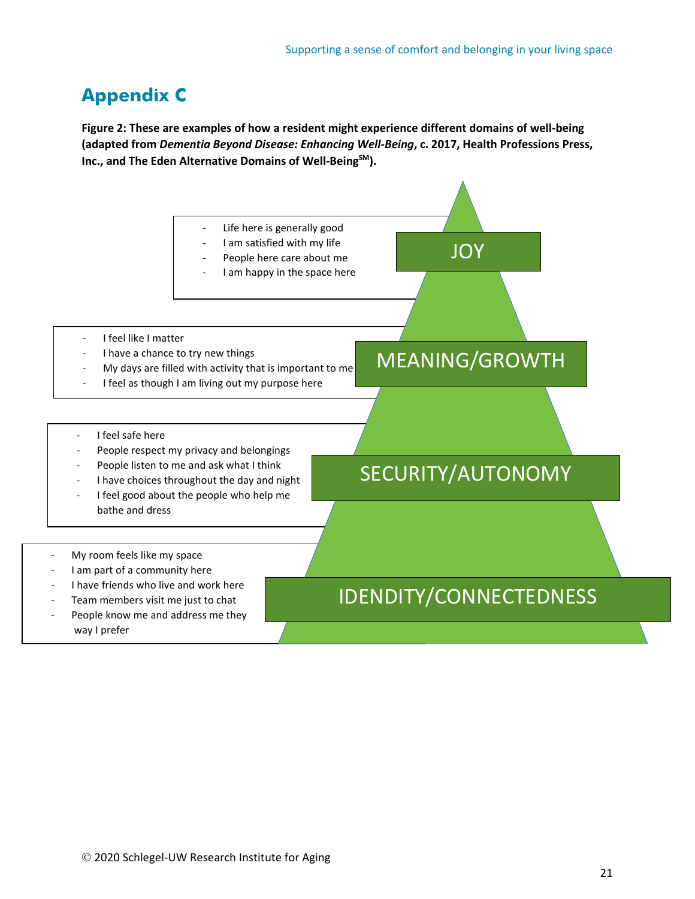# Appendix C

**Figure 2: These are examples of how a resident might experience different domains of well-being (adapted from *Dementia Beyond Disease: Enhancing Well-Being*, c. 2017, Health Professions Press, Inc., and The Eden Alternative Domains of Well-Being[SM]).**

JOY

- Life here is generally good
- I am satisfied with my life
- People here care about me
- I am happy in the space here

MEANING/GROWTH

- I feel like I matter
- I have a chance to try new things
- My days are filled with activity that is important to me
- I feel as though I am living out my purpose here

SECURITY/AUTONOMY

- I feel safe here
- People respect my privacy and belongings
- People listen to me and ask what I think
- I have choices throughout the day and night
- I feel good about the people who help me bathe and dress

IDENDITY/CONNECTEDNESS

- My room feels like my space
- I am part of a community here
- I have friends who live and work here
- Team members visit me just to chat
- People know me and address me they way I prefer

© 2020 Schlegel-UW Research Institute for Aging